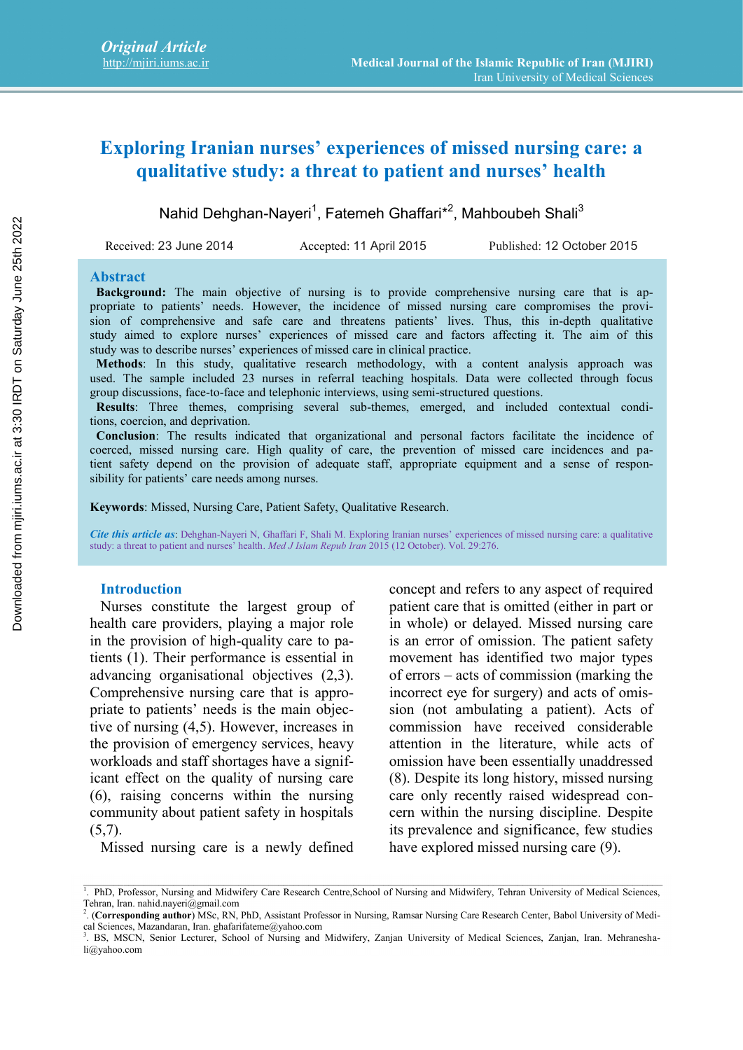*Original Article*
http://mjiri.iums.ac.ir

# Exploring Iranian nurses' experiences of missed nursing care: a qualitative study: a threat to patient and nurses' health

Nahid Dehghan-Nayeri[1], Fatemeh Ghaffari*[2], Mahboubeh Shali[3]

Received: 23 June 2014 Accepted: 11 April 2015 Published: 12 October 2015

## Abstract

**Background:** The main objective of nursing is to provide comprehensive nursing care that is appropriate to patients' needs. However, the incidence of missed nursing care compromises the provision of comprehensive and safe care and threatens patients' lives. Thus, this in-depth qualitative study aimed to explore nurses' experiences of missed care and factors affecting it. The aim of this study was to describe nurses' experiences of missed care in clinical practice.

**Methods**: In this study, qualitative research methodology, with a content analysis approach was used. The sample included 23 nurses in referral teaching hospitals. Data were collected through focus group discussions, face-to-face and telephonic interviews, using semi-structured questions.

**Results**: Three themes, comprising several sub-themes, emerged, and included contextual conditions, coercion, and deprivation.

**Conclusion**: The results indicated that organizational and personal factors facilitate the incidence of coerced, missed nursing care. High quality of care, the prevention of missed care incidences and patient safety depend on the provision of adequate staff, appropriate equipment and a sense of responsibility for patients' care needs among nurses.

**Keywords**: Missed, Nursing Care, Patient Safety, Qualitative Research.

***Cite this article as***: Dehghan-Nayeri N, Ghaffari F, Shali M. Exploring Iranian nurses' experiences of missed nursing care: a qualitative study: a threat to patient and nurses' health. *Med J Islam Repub Iran* 2015 (12 October). Vol. 29:276.

## Introduction

Nurses constitute the largest group of health care providers, playing a major role in the provision of high-quality care to patients (1). Their performance is essential in advancing organisational objectives (2,3). Comprehensive nursing care that is appropriate to patients' needs is the main objective of nursing (4,5). However, increases in the provision of emergency services, heavy workloads and staff shortages have a significant effect on the quality of nursing care (6), raising concerns within the nursing community about patient safety in hospitals (5,7).

Missed nursing care is a newly defined concept and refers to any aspect of required patient care that is omitted (either in part or in whole) or delayed. Missed nursing care is an error of omission. The patient safety movement has identified two major types of errors – acts of commission (marking the incorrect eye for surgery) and acts of omission (not ambulating a patient). Acts of commission have received considerable attention in the literature, while acts of omission have been essentially unaddressed (8). Despite its long history, missed nursing care only recently raised widespread concern within the nursing discipline. Despite its prevalence and significance, few studies have explored missed nursing care (9).

---

[1]. PhD, Professor, Nursing and Midwifery Care Research Centre,School of Nursing and Midwifery, Tehran University of Medical Sciences, Tehran, Iran. nahid.nayeri@gmail.com

[2]. (**Corresponding author**) MSc, RN, PhD, Assistant Professor in Nursing, Ramsar Nursing Care Research Center, Babol University of Medical Sciences, Mazandaran, Iran. ghafarifateme@yahoo.com

[3]. BS, MSCN, Senior Lecturer, School of Nursing and Midwifery, Zanjan University of Medical Sciences, Zanjan, Iran. Mehraneshali@yahoo.com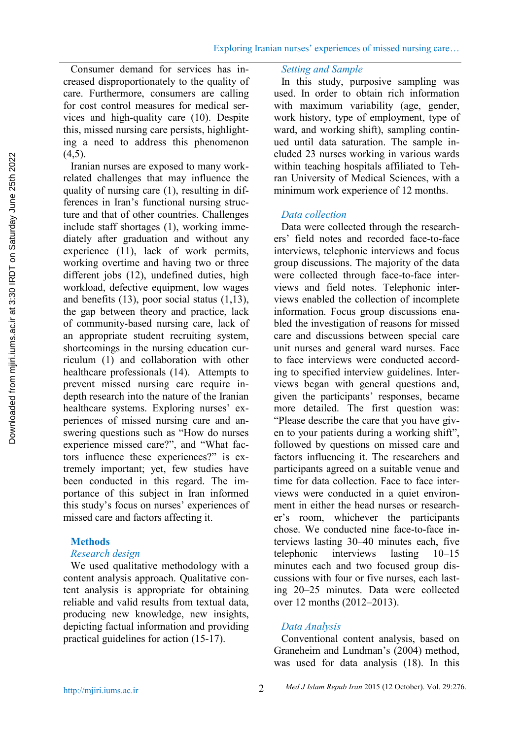Consumer demand for services has increased disproportionately to the quality of care. Furthermore, consumers are calling for cost control measures for medical services and high-quality care (10). Despite this, missed nursing care persists, highlighting a need to address this phenomenon (4,5).

Iranian nurses are exposed to many work-related challenges that may influence the quality of nursing care (1), resulting in differences in Iran's functional nursing structure and that of other countries. Challenges include staff shortages (1), working immediately after graduation and without any experience (11), lack of work permits, working overtime and having two or three different jobs (12), undefined duties, high workload, defective equipment, low wages and benefits (13), poor social status (1,13), the gap between theory and practice, lack of community-based nursing care, lack of an appropriate student recruiting system, shortcomings in the nursing education curriculum (1) and collaboration with other healthcare professionals (14). Attempts to prevent missed nursing care require in-depth research into the nature of the Iranian healthcare systems. Exploring nurses' experiences of missed nursing care and answering questions such as "How do nurses experience missed care?", and "What factors influence these experiences?" is extremely important; yet, few studies have been conducted in this regard. The importance of this subject in Iran informed this study's focus on nurses' experiences of missed care and factors affecting it.

## Methods

### *Research design*

We used qualitative methodology with a content analysis approach. Qualitative content analysis is appropriate for obtaining reliable and valid results from textual data, producing new knowledge, new insights, depicting factual information and providing practical guidelines for action (15-17).

### *Setting and Sample*

In this study, purposive sampling was used. In order to obtain rich information with maximum variability (age, gender, work history, type of employment, type of ward, and working shift), sampling continued until data saturation. The sample included 23 nurses working in various wards within teaching hospitals affiliated to Tehran University of Medical Sciences, with a minimum work experience of 12 months.

### *Data collection*

Data were collected through the researchers' field notes and recorded face-to-face interviews, telephonic interviews and focus group discussions. The majority of the data were collected through face-to-face interviews and field notes. Telephonic interviews enabled the collection of incomplete information. Focus group discussions enabled the investigation of reasons for missed care and discussions between special care unit nurses and general ward nurses. Face to face interviews were conducted according to specified interview guidelines. Interviews began with general questions and, given the participants' responses, became more detailed. The first question was: "Please describe the care that you have given to your patients during a working shift", followed by questions on missed care and factors influencing it. The researchers and participants agreed on a suitable venue and time for data collection. Face to face interviews were conducted in a quiet environment in either the head nurses or researcher's room, whichever the participants chose. We conducted nine face-to-face interviews lasting 30–40 minutes each, five telephonic interviews lasting 10–15 minutes each and two focused group discussions with four or five nurses, each lasting 20–25 minutes. Data were collected over 12 months (2012–2013).

### *Data Analysis*

Conventional content analysis, based on Graneheim and Lundman's (2004) method, was used for data analysis (18). In this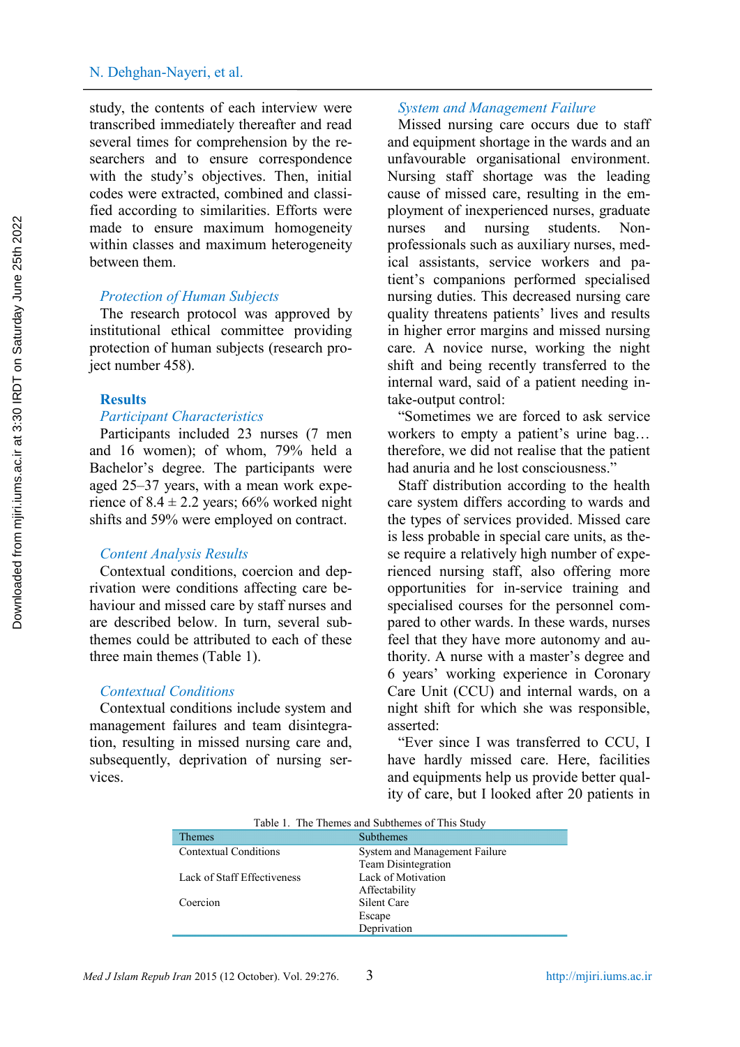study, the contents of each interview were transcribed immediately thereafter and read several times for comprehension by the researchers and to ensure correspondence with the study's objectives. Then, initial codes were extracted, combined and classified according to similarities. Efforts were made to ensure maximum homogeneity within classes and maximum heterogeneity between them.

### *Protection of Human Subjects*

The research protocol was approved by institutional ethical committee providing protection of human subjects (research project number 458).

## Results

### *Participant Characteristics*

Participants included 23 nurses (7 men and 16 women); of whom, 79% held a Bachelor's degree. The participants were aged 25–37 years, with a mean work experience of 8.4 ± 2.2 years; 66% worked night shifts and 59% were employed on contract.

### *Content Analysis Results*

Contextual conditions, coercion and deprivation were conditions affecting care behaviour and missed care by staff nurses and are described below. In turn, several subthemes could be attributed to each of these three main themes (Table 1).

### *Contextual Conditions*

Contextual conditions include system and management failures and team disintegration, resulting in missed nursing care and, subsequently, deprivation of nursing services.

### *System and Management Failure*

Missed nursing care occurs due to staff and equipment shortage in the wards and an unfavourable organisational environment. Nursing staff shortage was the leading cause of missed care, resulting in the employment of inexperienced nurses, graduate nurses and nursing students. Non-professionals such as auxiliary nurses, medical assistants, service workers and patient's companions performed specialised nursing duties. This decreased nursing care quality threatens patients' lives and results in higher error margins and missed nursing care. A novice nurse, working the night shift and being recently transferred to the internal ward, said of a patient needing intake-output control:

"Sometimes we are forced to ask service workers to empty a patient's urine bag… therefore, we did not realise that the patient had anuria and he lost consciousness."

Staff distribution according to the health care system differs according to wards and the types of services provided. Missed care is less probable in special care units, as these require a relatively high number of experienced nursing staff, also offering more opportunities for in-service training and specialised courses for the personnel compared to other wards. In these wards, nurses feel that they have more autonomy and authority. A nurse with a master's degree and 6 years' working experience in Coronary Care Unit (CCU) and internal wards, on a night shift for which she was responsible, asserted:

"Ever since I was transferred to CCU, I have hardly missed care. Here, facilities and equipments help us provide better quality of care, but I looked after 20 patients in

Table 1. The Themes and Subthemes of This Study

| Themes | Subthemes |
|---|---|
| Contextual Conditions | System and Management Failure |
| | Team Disintegration |
| Lack of Staff Effectiveness | Lack of Motivation |
| | Affectability |
| Coercion | Silent Care |
| | Escape |
| | Deprivation |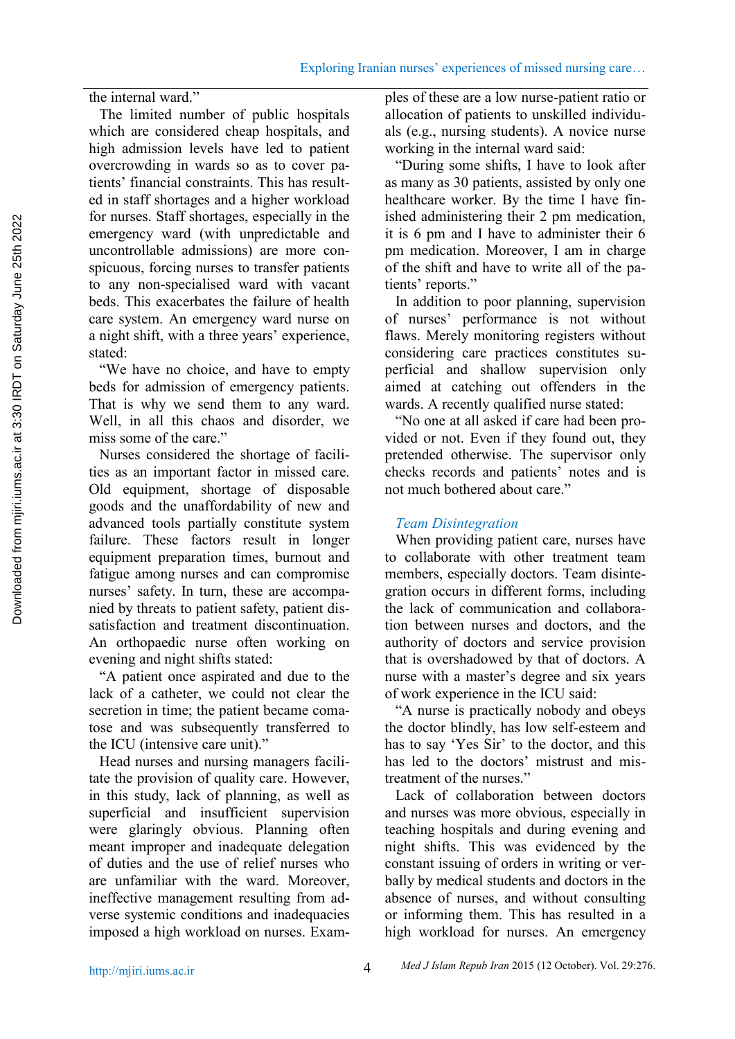the internal ward."

The limited number of public hospitals which are considered cheap hospitals, and high admission levels have led to patient overcrowding in wards so as to cover patients' financial constraints. This has resulted in staff shortages and a higher workload for nurses. Staff shortages, especially in the emergency ward (with unpredictable and uncontrollable admissions) are more conspicuous, forcing nurses to transfer patients to any non-specialised ward with vacant beds. This exacerbates the failure of health care system. An emergency ward nurse on a night shift, with a three years' experience, stated:

"We have no choice, and have to empty beds for admission of emergency patients. That is why we send them to any ward. Well, in all this chaos and disorder, we miss some of the care."

Nurses considered the shortage of facilities as an important factor in missed care. Old equipment, shortage of disposable goods and the unaffordability of new and advanced tools partially constitute system failure. These factors result in longer equipment preparation times, burnout and fatigue among nurses and can compromise nurses' safety. In turn, these are accompanied by threats to patient safety, patient dissatisfaction and treatment discontinuation. An orthopaedic nurse often working on evening and night shifts stated:

"A patient once aspirated and due to the lack of a catheter, we could not clear the secretion in time; the patient became comatose and was subsequently transferred to the ICU (intensive care unit)."

Head nurses and nursing managers facilitate the provision of quality care. However, in this study, lack of planning, as well as superficial and insufficient supervision were glaringly obvious. Planning often meant improper and inadequate delegation of duties and the use of relief nurses who are unfamiliar with the ward. Moreover, ineffective management resulting from adverse systemic conditions and inadequacies imposed a high workload on nurses. Examples of these are a low nurse-patient ratio or allocation of patients to unskilled individuals (e.g., nursing students). A novice nurse working in the internal ward said:

"During some shifts, I have to look after as many as 30 patients, assisted by only one healthcare worker. By the time I have finished administering their 2 pm medication, it is 6 pm and I have to administer their 6 pm medication. Moreover, I am in charge of the shift and have to write all of the patients' reports."

In addition to poor planning, supervision of nurses' performance is not without flaws. Merely monitoring registers without considering care practices constitutes superficial and shallow supervision only aimed at catching out offenders in the wards. A recently qualified nurse stated:

"No one at all asked if care had been provided or not. Even if they found out, they pretended otherwise. The supervisor only checks records and patients' notes and is not much bothered about care."

### *Team Disintegration*

When providing patient care, nurses have to collaborate with other treatment team members, especially doctors. Team disintegration occurs in different forms, including the lack of communication and collaboration between nurses and doctors, and the authority of doctors and service provision that is overshadowed by that of doctors. A nurse with a master's degree and six years of work experience in the ICU said:

"A nurse is practically nobody and obeys the doctor blindly, has low self-esteem and has to say 'Yes Sir' to the doctor, and this has led to the doctors' mistrust and mistreatment of the nurses."

Lack of collaboration between doctors and nurses was more obvious, especially in teaching hospitals and during evening and night shifts. This was evidenced by the constant issuing of orders in writing or verbally by medical students and doctors in the absence of nurses, and without consulting or informing them. This has resulted in a high workload for nurses. An emergency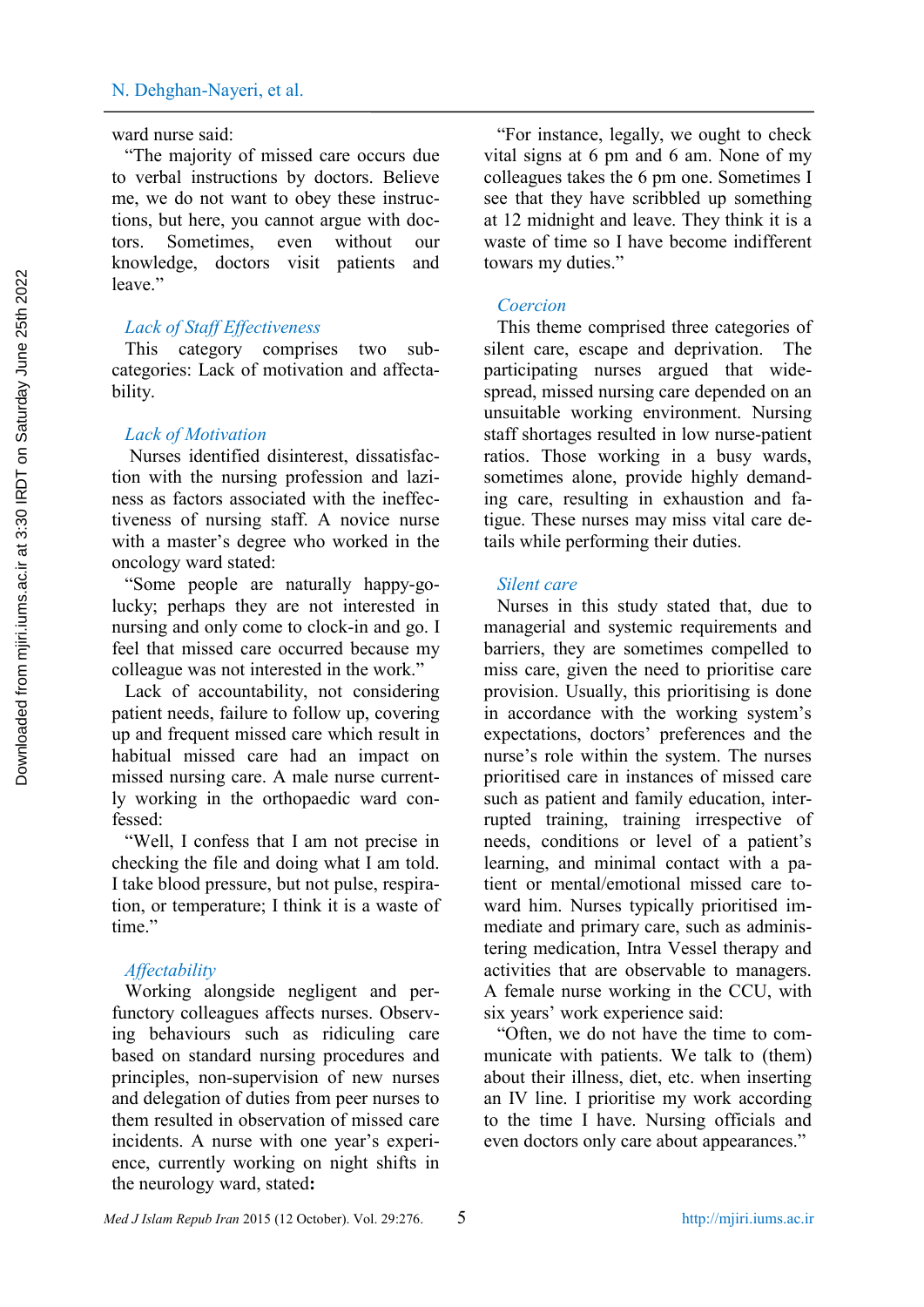ward nurse said:

"The majority of missed care occurs due to verbal instructions by doctors. Believe me, we do not want to obey these instructions, but here, you cannot argue with doctors. Sometimes, even without our knowledge, doctors visit patients and leave."

### *Lack of Staff Effectiveness*

This category comprises two subcategories: Lack of motivation and affectability.

#### *Lack of Motivation*

Nurses identified disinterest, dissatisfaction with the nursing profession and laziness as factors associated with the ineffectiveness of nursing staff. A novice nurse with a master's degree who worked in the oncology ward stated:

"Some people are naturally happy-go-lucky; perhaps they are not interested in nursing and only come to clock-in and go. I feel that missed care occurred because my colleague was not interested in the work."

Lack of accountability, not considering patient needs, failure to follow up, covering up and frequent missed care which result in habitual missed care had an impact on missed nursing care. A male nurse currently working in the orthopaedic ward confessed:

"Well, I confess that I am not precise in checking the file and doing what I am told. I take blood pressure, but not pulse, respiration, or temperature; I think it is a waste of time."

#### *Affectability*

Working alongside negligent and perfunctory colleagues affects nurses. Observing behaviours such as ridiculing care based on standard nursing procedures and principles, non-supervision of new nurses and delegation of duties from peer nurses to them resulted in observation of missed care incidents. A nurse with one year's experience, currently working on night shifts in the neurology ward, stated**:**

"For instance, legally, we ought to check vital signs at 6 pm and 6 am. None of my colleagues takes the 6 pm one. Sometimes I see that they have scribbled up something at 12 midnight and leave. They think it is a waste of time so I have become indifferent towards my duties."

### *Coercion*

This theme comprised three categories of silent care, escape and deprivation. The participating nurses argued that widespread, missed nursing care depended on an unsuitable working environment. Nursing staff shortages resulted in low nurse-patient ratios. Those working in a busy wards, sometimes alone, provide highly demanding care, resulting in exhaustion and fatigue. These nurses may miss vital care details while performing their duties.

#### *Silent care*

Nurses in this study stated that, due to managerial and systemic requirements and barriers, they are sometimes compelled to miss care, given the need to prioritise care provision. Usually, this prioritising is done in accordance with the working system's expectations, doctors' preferences and the nurse's role within the system. The nurses prioritised care in instances of missed care such as patient and family education, interrupted training, training irrespective of needs, conditions or level of a patient's learning, and minimal contact with a patient or mental/emotional missed care toward him. Nurses typically prioritised immediate and primary care, such as administering medication, Intra Vessel therapy and activities that are observable to managers. A female nurse working in the CCU, with six years' work experience said:

"Often, we do not have the time to communicate with patients. We talk to (them) about their illness, diet, etc. when inserting an IV line. I prioritise my work according to the time I have. Nursing officials and even doctors only care about appearances."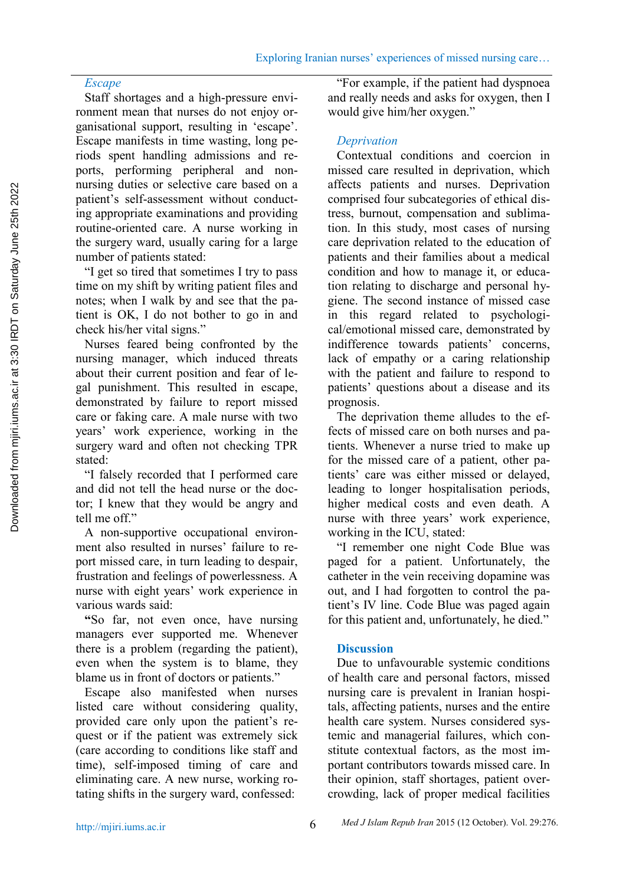*Escape*

Staff shortages and a high-pressure environment mean that nurses do not enjoy organisational support, resulting in 'escape'. Escape manifests in time wasting, long periods spent handling admissions and reports, performing peripheral and non-nursing duties or selective care based on a patient's self-assessment without conducting appropriate examinations and providing routine-oriented care. A nurse working in the surgery ward, usually caring for a large number of patients stated:

"I get so tired that sometimes I try to pass time on my shift by writing patient files and notes; when I walk by and see that the patient is OK, I do not bother to go in and check his/her vital signs."

Nurses feared being confronted by the nursing manager, which induced threats about their current position and fear of legal punishment. This resulted in escape, demonstrated by failure to report missed care or faking care. A male nurse with two years' work experience, working in the surgery ward and often not checking TPR stated:

"I falsely recorded that I performed care and did not tell the head nurse or the doctor; I knew that they would be angry and tell me off."

A non-supportive occupational environment also resulted in nurses' failure to report missed care, in turn leading to despair, frustration and feelings of powerlessness. A nurse with eight years' work experience in various wards said:

**"**So far, not even once, have nursing managers ever supported me. Whenever there is a problem (regarding the patient), even when the system is to blame, they blame us in front of doctors or patients."

Escape also manifested when nurses listed care without considering quality, provided care only upon the patient's request or if the patient was extremely sick (care according to conditions like staff and time), self-imposed timing of care and eliminating care. A new nurse, working rotating shifts in the surgery ward, confessed:

"For example, if the patient had dyspnoea and really needs and asks for oxygen, then I would give him/her oxygen."

*Deprivation*

Contextual conditions and coercion in missed care resulted in deprivation, which affects patients and nurses. Deprivation comprised four subcategories of ethical distress, burnout, compensation and sublimation. In this study, most cases of nursing care deprivation related to the education of patients and their families about a medical condition and how to manage it, or education relating to discharge and personal hygiene. The second instance of missed case in this regard related to psychological/emotional missed care, demonstrated by indifference towards patients' concerns, lack of empathy or a caring relationship with the patient and failure to respond to patients' questions about a disease and its prognosis.

The deprivation theme alludes to the effects of missed care on both nurses and patients. Whenever a nurse tried to make up for the missed care of a patient, other patients' care was either missed or delayed, leading to longer hospitalisation periods, higher medical costs and even death. A nurse with three years' work experience, working in the ICU, stated:

"I remember one night Code Blue was paged for a patient. Unfortunately, the catheter in the vein receiving dopamine was out, and I had forgotten to control the patient's IV line. Code Blue was paged again for this patient and, unfortunately, he died."

## Discussion

Due to unfavourable systemic conditions of health care and personal factors, missed nursing care is prevalent in Iranian hospitals, affecting patients, nurses and the entire health care system. Nurses considered systemic and managerial failures, which constitute contextual factors, as the most important contributors towards missed care. In their opinion, staff shortages, patient overcrowding, lack of proper medical facilities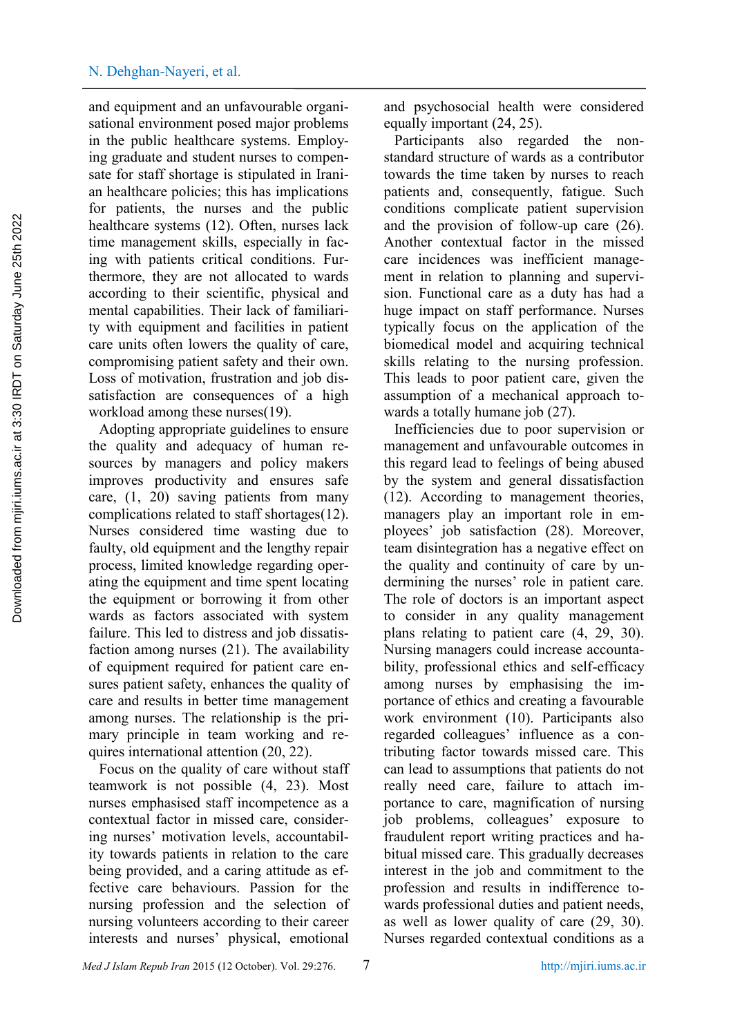and equipment and an unfavourable organisational environment posed major problems in the public healthcare systems. Employing graduate and student nurses to compensate for staff shortage is stipulated in Iranian healthcare policies; this has implications for patients, the nurses and the public healthcare systems (12). Often, nurses lack time management skills, especially in facing with patients critical conditions. Furthermore, they are not allocated to wards according to their scientific, physical and mental capabilities. Their lack of familiarity with equipment and facilities in patient care units often lowers the quality of care, compromising patient safety and their own. Loss of motivation, frustration and job dissatisfaction are consequences of a high workload among these nurses(19).

Adopting appropriate guidelines to ensure the quality and adequacy of human resources by managers and policy makers improves productivity and ensures safe care, (1, 20) saving patients from many complications related to staff shortages(12). Nurses considered time wasting due to faulty, old equipment and the lengthy repair process, limited knowledge regarding operating the equipment and time spent locating the equipment or borrowing it from other wards as factors associated with system failure. This led to distress and job dissatisfaction among nurses (21). The availability of equipment required for patient care ensures patient safety, enhances the quality of care and results in better time management among nurses. The relationship is the primary principle in team working and requires international attention (20, 22).

Focus on the quality of care without staff teamwork is not possible (4, 23). Most nurses emphasised staff incompetence as a contextual factor in missed care, considering nurses' motivation levels, accountability towards patients in relation to the care being provided, and a caring attitude as effective care behaviours. Passion for the nursing profession and the selection of nursing volunteers according to their career interests and nurses' physical, emotional and psychosocial health were considered equally important (24, 25).

Participants also regarded the non-standard structure of wards as a contributor towards the time taken by nurses to reach patients and, consequently, fatigue. Such conditions complicate patient supervision and the provision of follow-up care (26). Another contextual factor in the missed care incidences was inefficient management in relation to planning and supervision. Functional care as a duty has had a huge impact on staff performance. Nurses typically focus on the application of the biomedical model and acquiring technical skills relating to the nursing profession. This leads to poor patient care, given the assumption of a mechanical approach towards a totally humane job (27).

Inefficiencies due to poor supervision or management and unfavourable outcomes in this regard lead to feelings of being abused by the system and general dissatisfaction (12). According to management theories, managers play an important role in employees' job satisfaction (28). Moreover, team disintegration has a negative effect on the quality and continuity of care by undermining the nurses' role in patient care. The role of doctors is an important aspect to consider in any quality management plans relating to patient care (4, 29, 30). Nursing managers could increase accountability, professional ethics and self-efficacy among nurses by emphasising the importance of ethics and creating a favourable work environment (10). Participants also regarded colleagues' influence as a contributing factor towards missed care. This can lead to assumptions that patients do not really need care, failure to attach importance to care, magnification of nursing job problems, colleagues' exposure to fraudulent report writing practices and habitual missed care. This gradually decreases interest in the job and commitment to the profession and results in indifference towards professional duties and patient needs, as well as lower quality of care (29, 30). Nurses regarded contextual conditions as a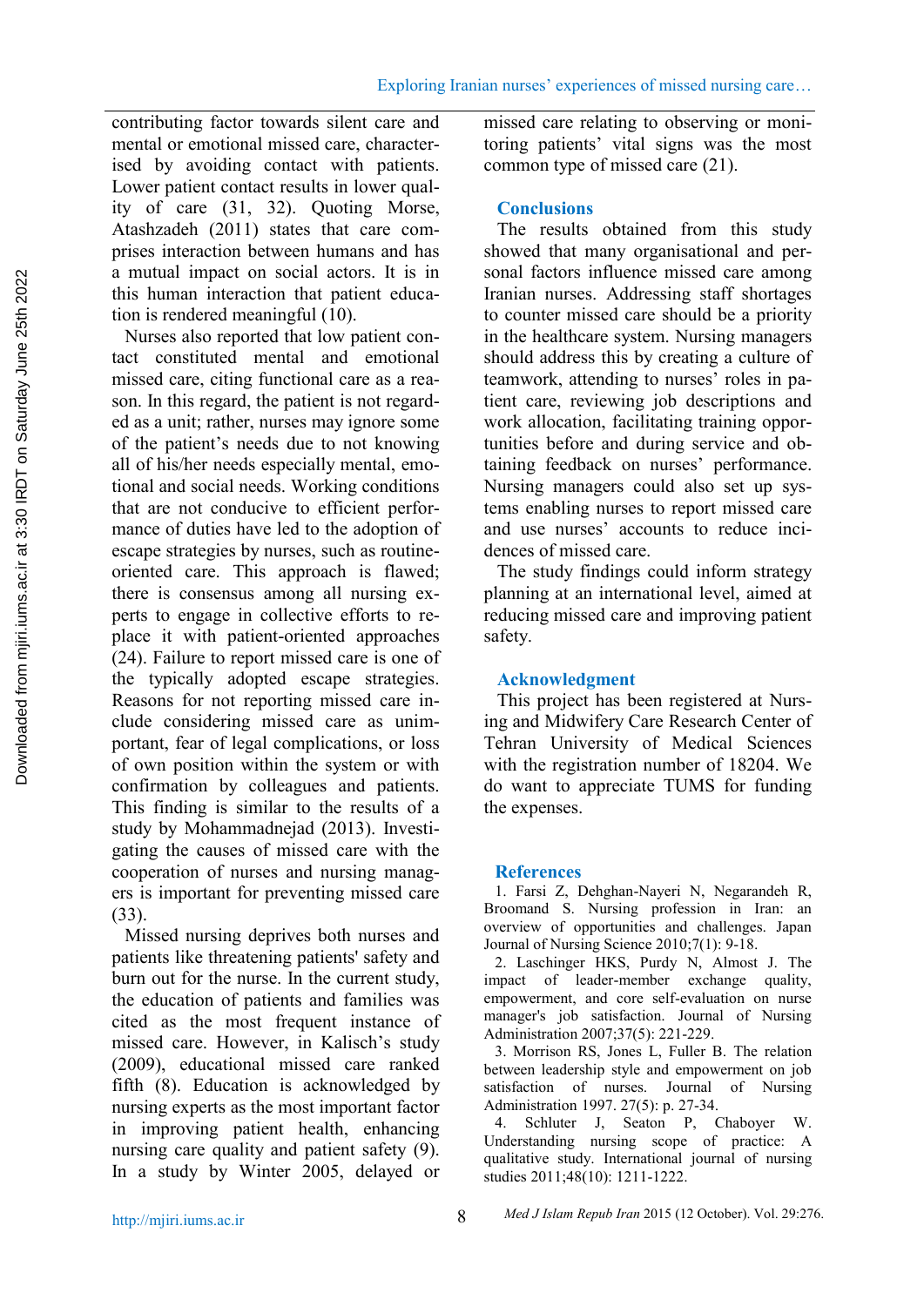contributing factor towards silent care and mental or emotional missed care, characterised by avoiding contact with patients. Lower patient contact results in lower quality of care (31, 32). Quoting Morse, Atashzadeh (2011) states that care comprises interaction between humans and has a mutual impact on social actors. It is in this human interaction that patient education is rendered meaningful (10).

Nurses also reported that low patient contact constituted mental and emotional missed care, citing functional care as a reason. In this regard, the patient is not regarded as a unit; rather, nurses may ignore some of the patient's needs due to not knowing all of his/her needs especially mental, emotional and social needs. Working conditions that are not conducive to efficient performance of duties have led to the adoption of escape strategies by nurses, such as routine-oriented care. This approach is flawed; there is consensus among all nursing experts to engage in collective efforts to replace it with patient-oriented approaches (24). Failure to report missed care is one of the typically adopted escape strategies. Reasons for not reporting missed care include considering missed care as unimportant, fear of legal complications, or loss of own position within the system or with confirmation by colleagues and patients. This finding is similar to the results of a study by Mohammadnejad (2013). Investigating the causes of missed care with the cooperation of nurses and nursing managers is important for preventing missed care (33).

Missed nursing deprives both nurses and patients like threatening patients' safety and burn out for the nurse. In the current study, the education of patients and families was cited as the most frequent instance of missed care. However, in Kalisch's study (2009), educational missed care ranked fifth (8). Education is acknowledged by nursing experts as the most important factor in improving patient health, enhancing nursing care quality and patient safety (9). In a study by Winter 2005, delayed or missed care relating to observing or monitoring patients' vital signs was the most common type of missed care (21).

## Conclusions

The results obtained from this study showed that many organisational and personal factors influence missed care among Iranian nurses. Addressing staff shortages to counter missed care should be a priority in the healthcare system. Nursing managers should address this by creating a culture of teamwork, attending to nurses' roles in patient care, reviewing job descriptions and work allocation, facilitating training opportunities before and during service and obtaining feedback on nurses' performance. Nursing managers could also set up systems enabling nurses to report missed care and use nurses' accounts to reduce incidences of missed care.

The study findings could inform strategy planning at an international level, aimed at reducing missed care and improving patient safety.

## Acknowledgment

This project has been registered at Nursing and Midwifery Care Research Center of Tehran University of Medical Sciences with the registration number of 18204. We do want to appreciate TUMS for funding the expenses.

## References

1. Farsi Z, Dehghan-Nayeri N, Negarandeh R, Broomand S. Nursing profession in Iran: an overview of opportunities and challenges. Japan Journal of Nursing Science 2010;7(1): 9-18.
2. Laschinger HKS, Purdy N, Almost J. The impact of leader-member exchange quality, empowerment, and core self-evaluation on nurse manager's job satisfaction. Journal of Nursing Administration 2007;37(5): 221-229.
3. Morrison RS, Jones L, Fuller B. The relation between leadership style and empowerment on job satisfaction of nurses. Journal of Nursing Administration 1997. 27(5): p. 27-34.
4. Schluter J, Seaton P, Chaboyer W. Understanding nursing scope of practice: A qualitative study. International journal of nursing studies 2011;48(10): 1211-1222.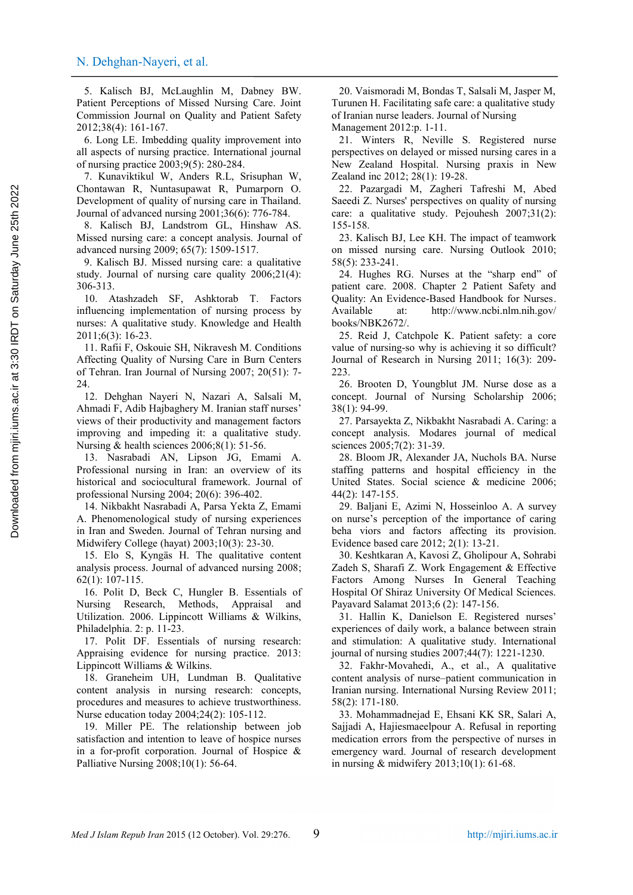5. Kalisch BJ, McLaughlin M, Dabney BW. Patient Perceptions of Missed Nursing Care. Joint Commission Journal on Quality and Patient Safety 2012;38(4): 161-167.

6. Long LE. Imbedding quality improvement into all aspects of nursing practice. International journal of nursing practice 2003;9(5): 280-284.

7. Kunaviktikul W, Anders R.L, Srisuphan W, Chontawan R, Nuntasupawat R, Pumarporn O. Development of quality of nursing care in Thailand. Journal of advanced nursing 2001;36(6): 776-784.

8. Kalisch BJ, Landstrom GL, Hinshaw AS. Missed nursing care: a concept analysis. Journal of advanced nursing 2009; 65(7): 1509-1517.

9. Kalisch BJ. Missed nursing care: a qualitative study. Journal of nursing care quality 2006;21(4): 306-313.

10. Atashzadeh SF, Ashktorab T. Factors influencing implementation of nursing process by nurses: A qualitative study. Knowledge and Health 2011;6(3): 16-23.

11. Rafii F, Oskouie SH, Nikravesh M. Conditions Affecting Quality of Nursing Care in Burn Centers of Tehran. Iran Journal of Nursing 2007; 20(51): 7-24.

12. Dehghan Nayeri N, Nazari A, Salsali M, Ahmadi F, Adib Hajbaghery M. Iranian staff nurses' views of their productivity and management factors improving and impeding it: a qualitative study. Nursing & health sciences 2006;8(1): 51-56.

13. Nasrabadi AN, Lipson JG, Emami A. Professional nursing in Iran: an overview of its historical and sociocultural framework. Journal of professional Nursing 2004; 20(6): 396-402.

14. Nikbakht Nasrabadi A, Parsa Yekta Z, Emami A. Phenomenological study of nursing experiences in Iran and Sweden. Journal of Tehran nursing and Midwifery College (hayat) 2003;10(3): 23-30.

15. Elo S, Kyngäs H. The qualitative content analysis process. Journal of advanced nursing 2008; 62(1): 107-115.

16. Polit D, Beck C, Hungler B. Essentials of Nursing Research, Methods, Appraisal and Utilization. 2006. Lippincott Williams & Wilkins, Philadelphia. 2: p. 11-23.

17. Polit DF. Essentials of nursing research: Appraising evidence for nursing practice. 2013: Lippincott Williams & Wilkins.

18. Graneheim UH, Lundman B. Qualitative content analysis in nursing research: concepts, procedures and measures to achieve trustworthiness. Nurse education today 2004;24(2): 105-112.

19. Miller PE. The relationship between job satisfaction and intention to leave of hospice nurses in a for-profit corporation. Journal of Hospice & Palliative Nursing 2008;10(1): 56-64.

20. Vaismoradi M, Bondas T, Salsali M, Jasper M, Turunen H. Facilitating safe care: a qualitative study of Iranian nurse leaders. Journal of Nursing Management 2012:p. 1-11.

21. Winters R, Neville S. Registered nurse perspectives on delayed or missed nursing cares in a New Zealand Hospital. Nursing praxis in New Zealand inc 2012; 28(1): 19-28.

22. Pazargadi M, Zagheri Tafreshi M, Abed Saeedi Z. Nurses' perspectives on quality of nursing care: a qualitative study. Pejouhesh 2007;31(2): 155-158.

23. Kalisch BJ, Lee KH. The impact of teamwork on missed nursing care. Nursing Outlook 2010; 58(5): 233-241.

24. Hughes RG. Nurses at the "sharp end" of patient care. 2008. Chapter 2 Patient Safety and Quality: An Evidence-Based Handbook for Nurses. Available at: http://www.ncbi.nlm.nih.gov/books/NBK2672/.

25. Reid J, Catchpole K. Patient safety: a core value of nursing-so why is achieving it so difficult? Journal of Research in Nursing 2011; 16(3): 209-223.

26. Brooten D, Youngblut JM. Nurse dose as a concept. Journal of Nursing Scholarship 2006; 38(1): 94-99.

27. Parsayekta Z, Nikbakht Nasrabadi A. Caring: a concept analysis. Modares journal of medical sciences 2005;7(2): 31-39.

28. Bloom JR, Alexander JA, Nuchols BA. Nurse staffing patterns and hospital efficiency in the United States. Social science & medicine 2006; 44(2): 147-155.

29. Baljani E, Azimi N, Hosseinloo A. A survey on nurse's perception of the importance of caring beha viors and factors affecting its provision. Evidence based care 2012; 2(1): 13-21.

30. Keshtkaran A, Kavosi Z, Gholipour A, Sohrabi Zadeh S, Sharafi Z. Work Engagement & Effective Factors Among Nurses In General Teaching Hospital Of Shiraz University Of Medical Sciences. Payavard Salamat 2013;6 (2): 147-156.

31. Hallin K, Danielson E. Registered nurses' experiences of daily work, a balance between strain and stimulation: A qualitative study. International journal of nursing studies 2007;44(7): 1221-1230.

32. Fakhr-Movahedi, A., et al., A qualitative content analysis of nurse–patient communication in Iranian nursing. International Nursing Review 2011; 58(2): 171-180.

33. Mohammadnejad E, Ehsani KK SR, Salari A, Sajjadi A, Hajiesmaeelpour A. Refusal in reporting medication errors from the perspective of nurses in emergency ward. Journal of research development in nursing & midwifery 2013;10(1): 61-68.